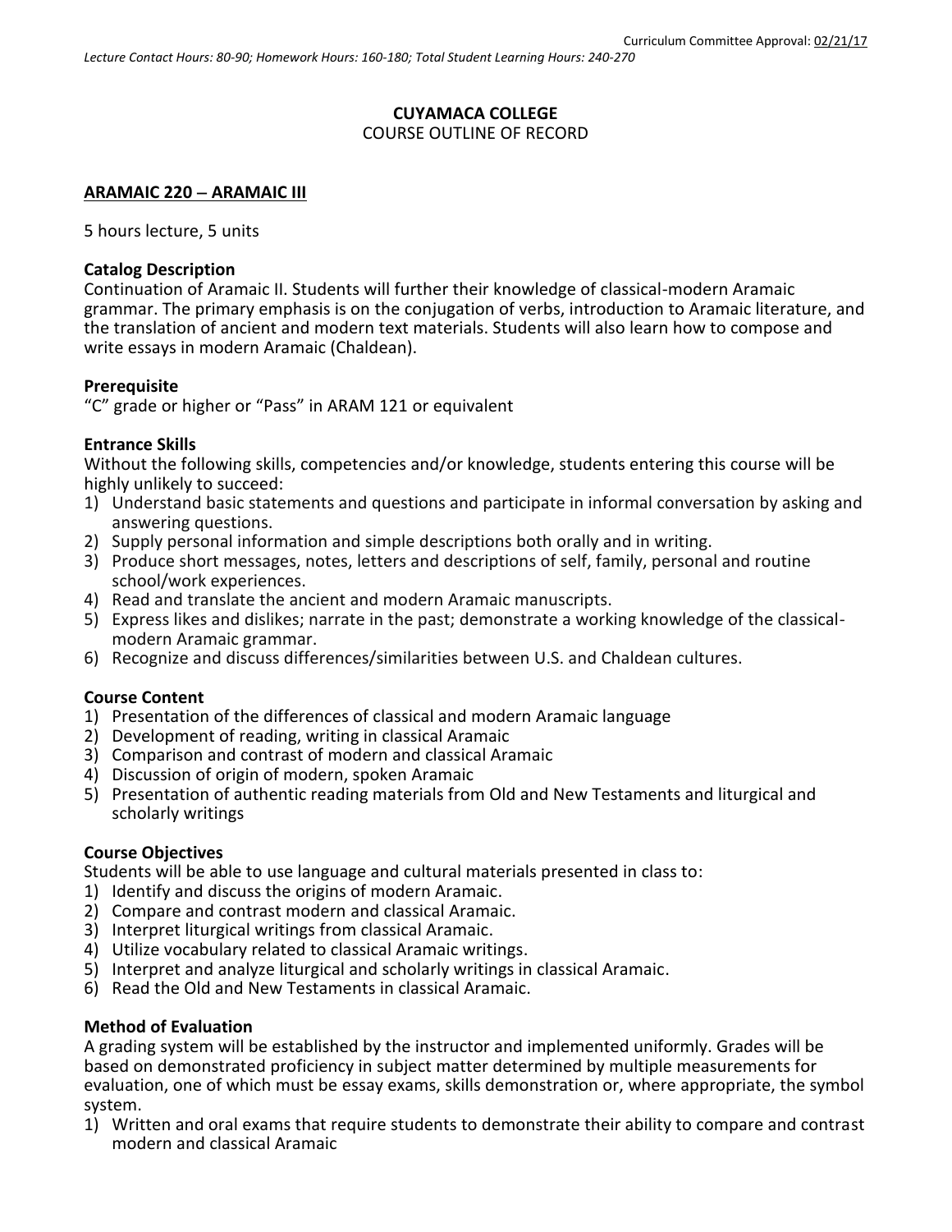Curriculum Committee Approval: 02/21/17

*Lecture Contact Hours: 80-90; Homework Hours: 160-180; Total Student Learning Hours: 240-270*

**CUYAMACA COLLEGE**
COURSE OUTLINE OF RECORD

**ARAMAIC 220 – ARAMAIC III**

5 hours lecture, 5 units

**Catalog Description**
Continuation of Aramaic II. Students will further their knowledge of classical-modern Aramaic grammar. The primary emphasis is on the conjugation of verbs, introduction to Aramaic literature, and the translation of ancient and modern text materials. Students will also learn how to compose and write essays in modern Aramaic (Chaldean).

**Prerequisite**
"C" grade or higher or "Pass" in ARAM 121 or equivalent

**Entrance Skills**
Without the following skills, competencies and/or knowledge, students entering this course will be highly unlikely to succeed:

1) Understand basic statements and questions and participate in informal conversation by asking and answering questions.
2) Supply personal information and simple descriptions both orally and in writing.
3) Produce short messages, notes, letters and descriptions of self, family, personal and routine school/work experiences.
4) Read and translate the ancient and modern Aramaic manuscripts.
5) Express likes and dislikes; narrate in the past; demonstrate a working knowledge of the classical-modern Aramaic grammar.
6) Recognize and discuss differences/similarities between U.S. and Chaldean cultures.

**Course Content**

1) Presentation of the differences of classical and modern Aramaic language
2) Development of reading, writing in classical Aramaic
3) Comparison and contrast of modern and classical Aramaic
4) Discussion of origin of modern, spoken Aramaic
5) Presentation of authentic reading materials from Old and New Testaments and liturgical and scholarly writings

**Course Objectives**
Students will be able to use language and cultural materials presented in class to:

1) Identify and discuss the origins of modern Aramaic.
2) Compare and contrast modern and classical Aramaic.
3) Interpret liturgical writings from classical Aramaic.
4) Utilize vocabulary related to classical Aramaic writings.
5) Interpret and analyze liturgical and scholarly writings in classical Aramaic.
6) Read the Old and New Testaments in classical Aramaic.

**Method of Evaluation**
A grading system will be established by the instructor and implemented uniformly. Grades will be based on demonstrated proficiency in subject matter determined by multiple measurements for evaluation, one of which must be essay exams, skills demonstration or, where appropriate, the symbol system.

1) Written and oral exams that require students to demonstrate their ability to compare and contrast modern and classical Aramaic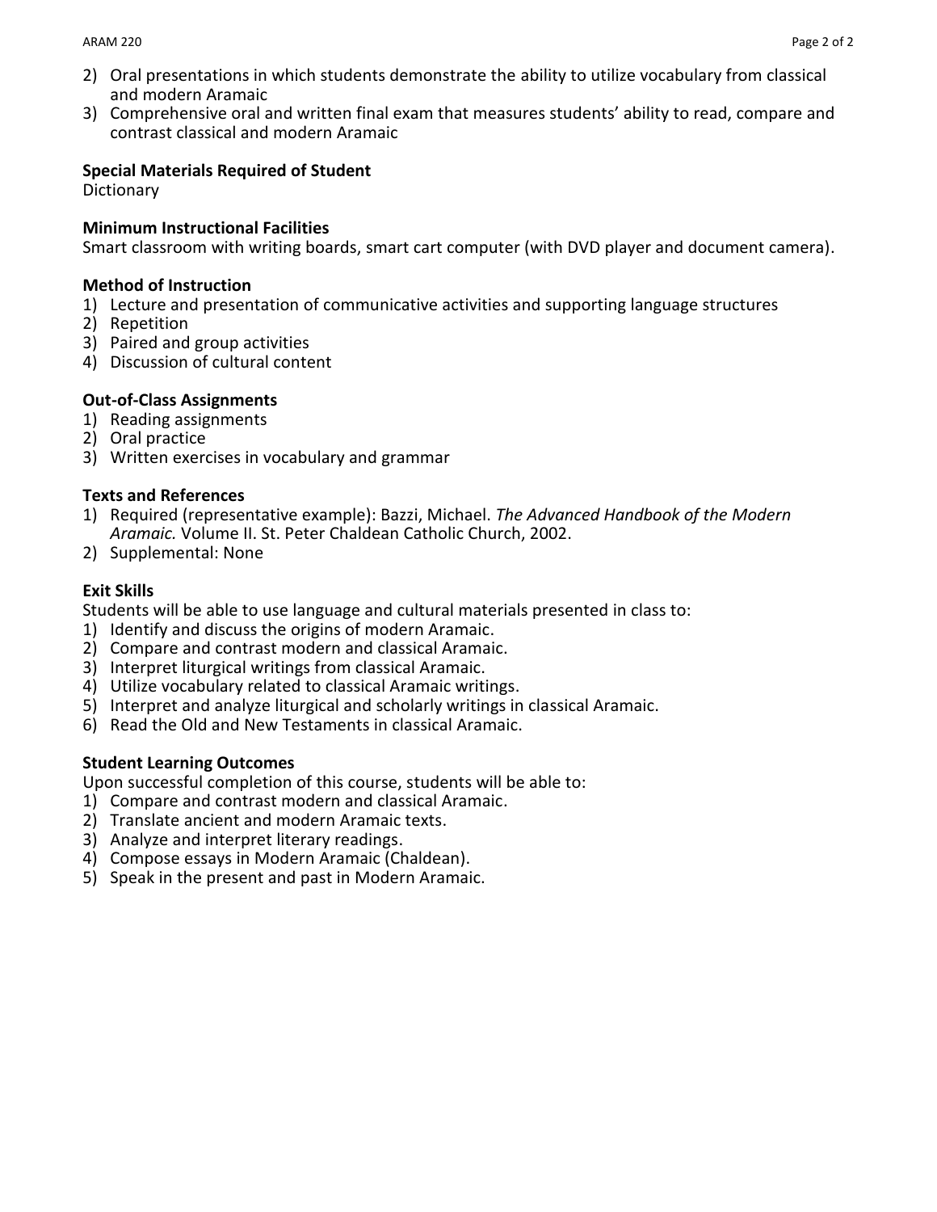2) Oral presentations in which students demonstrate the ability to utilize vocabulary from classical and modern Aramaic
3) Comprehensive oral and written final exam that measures students' ability to read, compare and contrast classical and modern Aramaic

**Special Materials Required of Student**
Dictionary

**Minimum Instructional Facilities**
Smart classroom with writing boards, smart cart computer (with DVD player and document camera).

**Method of Instruction**
1) Lecture and presentation of communicative activities and supporting language structures
2) Repetition
3) Paired and group activities
4) Discussion of cultural content

**Out-of-Class Assignments**
1) Reading assignments
2) Oral practice
3) Written exercises in vocabulary and grammar

**Texts and References**
1) Required (representative example): Bazzi, Michael. *The Advanced Handbook of the Modern Aramaic.* Volume II. St. Peter Chaldean Catholic Church, 2002.
2) Supplemental: None

**Exit Skills**
Students will be able to use language and cultural materials presented in class to:
1) Identify and discuss the origins of modern Aramaic.
2) Compare and contrast modern and classical Aramaic.
3) Interpret liturgical writings from classical Aramaic.
4) Utilize vocabulary related to classical Aramaic writings.
5) Interpret and analyze liturgical and scholarly writings in classical Aramaic.
6) Read the Old and New Testaments in classical Aramaic.

**Student Learning Outcomes**
Upon successful completion of this course, students will be able to:
1) Compare and contrast modern and classical Aramaic.
2) Translate ancient and modern Aramaic texts.
3) Analyze and interpret literary readings.
4) Compose essays in Modern Aramaic (Chaldean).
5) Speak in the present and past in Modern Aramaic.